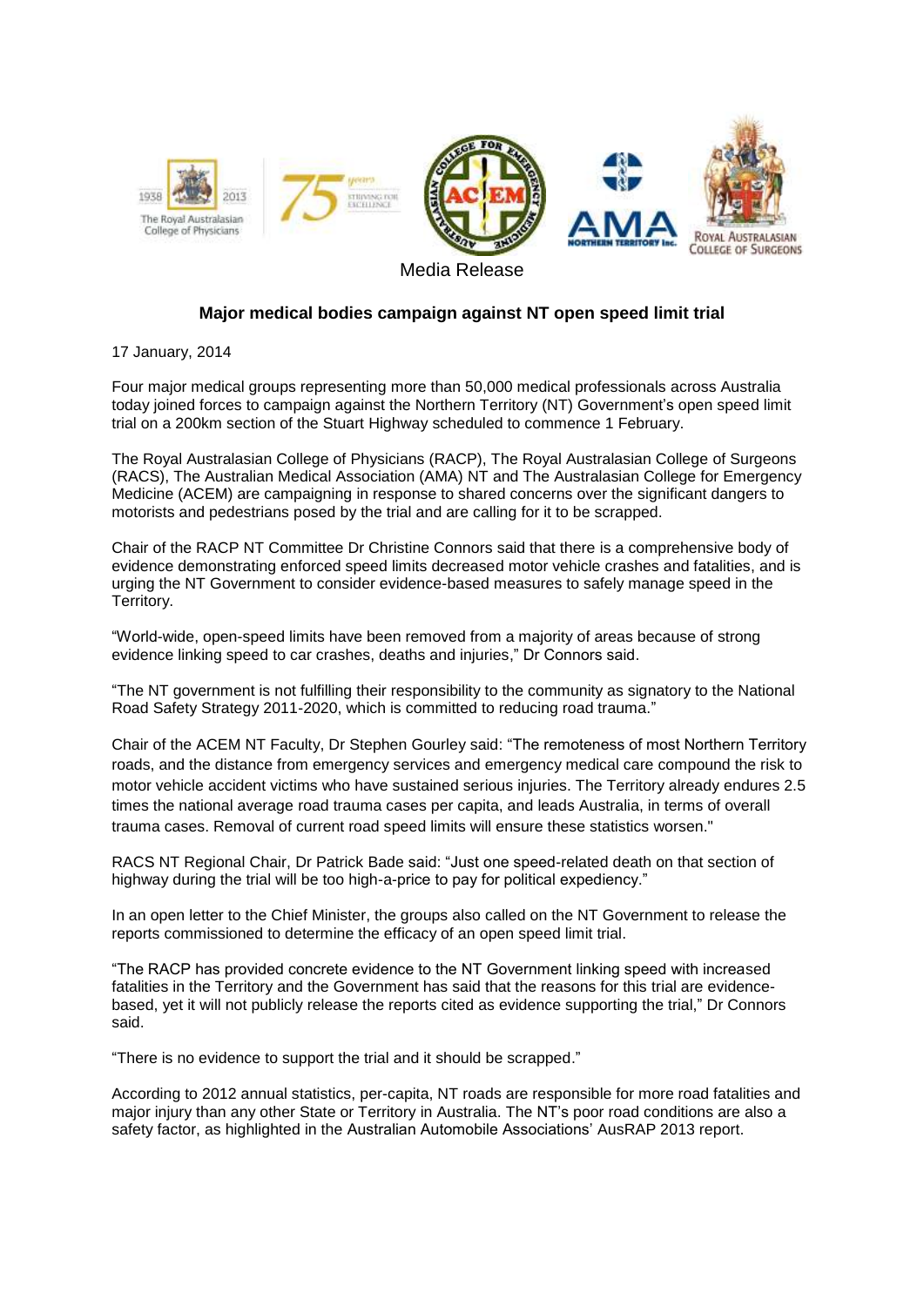Media Release

## Major medical bodies campaign against NT open speed limit trial

17 January, 2014

Four major medical groups representing more than 50,000 medical professionals across Australia today joined forces to campaign against the Northern Territory (NT) Government's open speed limit trial on a 200km section of the Stuart Highway scheduled to commence 1 February.

The Royal Australasian College of Physicians (RACP), The Royal Australasian College of Surgeons (RACS), The Australian Medical Association (AMA) NT and The Australasian College for Emergency Medicine (ACEM) are campaigning in response to shared concerns over the significant dangers to motorists and pedestrians posed by the trial and are calling for it to be scrapped.

Chair of the RACP NT Committee Dr Christine Connors said that there is a comprehensive body of evidence demonstrating enforced speed limits decreased motor vehicle crashes and fatalities, and is urging the NT Government to consider evidence-based measures to safely manage speed in the Territory.

"World-wide, open-speed limits have been removed from a majority of areas because of strong evidence linking speed to car crashes, deaths and injuries," Dr Connors said.

"The NT government is not fulfilling their responsibility to the community as signatory to the National Road Safety Strategy 2011-2020, which is committed to reducing road trauma."

Chair of the ACEM NT Faculty, Dr Stephen Gourley said: "The remoteness of most Northern Territory roads, and the distance from emergency services and emergency medical care compound the risk to motor vehicle accident victims who have sustained serious injuries. The Territory already endures 2.5 times the national average road trauma cases per capita, and leads Australia, in terms of overall trauma cases. Removal of current road speed limits will ensure these statistics worsen."

RACS NT Regional Chair, Dr Patrick Bade said: "Just one speed-related death on that section of highway during the trial will be too high-a-price to pay for political expediency."

In an open letter to the Chief Minister, the groups also called on the NT Government to release the reports commissioned to determine the efficacy of an open speed limit trial.

"The RACP has provided concrete evidence to the NT Government linking speed with increased fatalities in the Territory and the Government has said that the reasons for this trial are evidence-based, yet it will not publicly release the reports cited as evidence supporting the trial," Dr Connors said.

"There is no evidence to support the trial and it should be scrapped."

According to 2012 annual statistics, per-capita, NT roads are responsible for more road fatalities and major injury than any other State or Territory in Australia. The NT's poor road conditions are also a safety factor, as highlighted in the Australian Automobile Associations' AusRAP 2013 report.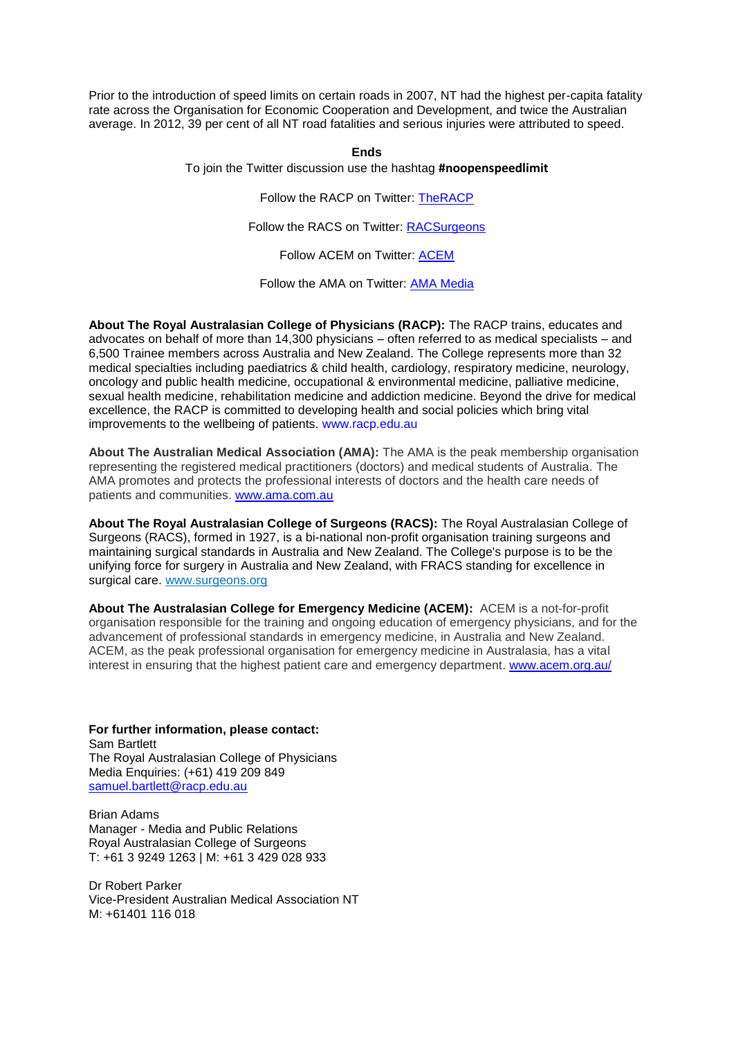Prior to the introduction of speed limits on certain roads in 2007, NT had the highest per-capita fatality rate across the Organisation for Economic Cooperation and Development, and twice the Australian average. In 2012, 39 per cent of all NT road fatalities and serious injuries were attributed to speed.

**Ends**

To join the Twitter discussion use the hashtag **#noopenspeedlimit**

Follow the RACP on Twitter: TheRACP

Follow the RACS on Twitter: RACSurgeons

Follow ACEM on Twitter: ACEM

Follow the AMA on Twitter: AMA Media

**About The Royal Australasian College of Physicians (RACP):** The RACP trains, educates and advocates on behalf of more than 14,300 physicians – often referred to as medical specialists – and 6,500 Trainee members across Australia and New Zealand. The College represents more than 32 medical specialties including paediatrics & child health, cardiology, respiratory medicine, neurology, oncology and public health medicine, occupational & environmental medicine, palliative medicine, sexual health medicine, rehabilitation medicine and addiction medicine. Beyond the drive for medical excellence, the RACP is committed to developing health and social policies which bring vital improvements to the wellbeing of patients. www.racp.edu.au

**About The Australian Medical Association (AMA):** The AMA is the peak membership organisation representing the registered medical practitioners (doctors) and medical students of Australia. The AMA promotes and protects the professional interests of doctors and the health care needs of patients and communities. www.ama.com.au

**About The Royal Australasian College of Surgeons (RACS):** The Royal Australasian College of Surgeons (RACS), formed in 1927, is a bi-national non-profit organisation training surgeons and maintaining surgical standards in Australia and New Zealand. The College's purpose is to be the unifying force for surgery in Australia and New Zealand, with FRACS standing for excellence in surgical care. www.surgeons.org

**About The Australasian College for Emergency Medicine (ACEM):** ACEM is a not-for-profit organisation responsible for the training and ongoing education of emergency physicians, and for the advancement of professional standards in emergency medicine, in Australia and New Zealand. ACEM, as the peak professional organisation for emergency medicine in Australasia, has a vital interest in ensuring that the highest patient care and emergency department. www.acem.org.au/

**For further information, please contact:**
Sam Bartlett
The Royal Australasian College of Physicians
Media Enquiries: (+61) 419 209 849
samuel.bartlett@racp.edu.au

Brian Adams
Manager - Media and Public Relations
Royal Australasian College of Surgeons
T: +61 3 9249 1263 | M: +61 3 429 028 933

Dr Robert Parker
Vice-President Australian Medical Association NT
M: +61401 116 018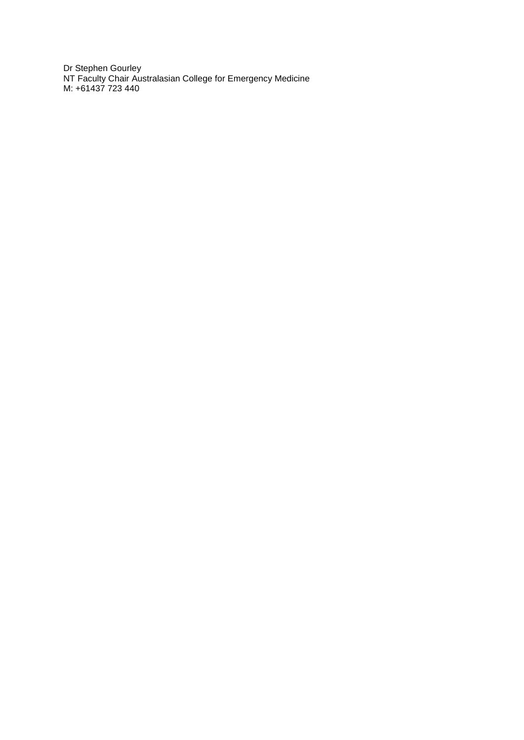Dr Stephen Gourley
NT Faculty Chair Australasian College for Emergency Medicine
M: +61437 723 440